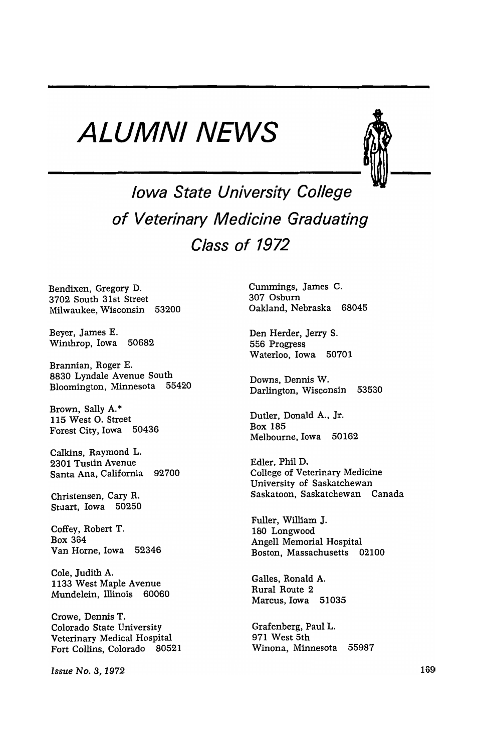# ALUMNI NEWS

## Iowa State University College of Veterinary Medicine Graduating Class of 1972

Bendixen, Gregory D.
3702 South 31st Street
Milwaukee, Wisconsin 53200

Beyer, James E.
Winthrop, Iowa 50682

Brannian, Roger E.
8830 Lyndale Avenue South
Bloomington, Minnesota 55420

Brown, Sally A.*
115 West O. Street
Forest City, Iowa 50436

Calkins, Raymond L.
2301 Tustin Avenue
Santa Ana, California 92700

Christensen, Cary R.
Stuart, Iowa 50250

Coffey, Robert T.
Box 364
Van Horne, Iowa 52346

Cole, Judith A.
1133 West Maple Avenue
Mundelein, Illinois 60060

Crowe, Dennis T.
Colorado State University
Veterinary Medical Hospital
Fort Collins, Colorado 80521

Cummings, James C.
307 Osburn
Oakland, Nebraska 68045

Den Herder, Jerry S.
556 Progress
Waterloo, Iowa 50701

Downs, Dennis W.
Darlington, Wisconsin 53530

Dutler, Donald A., Jr.
Box 185
Melbourne, Iowa 50162

Edler, Phil D.
College of Veterinary Medicine
University of Saskatchewan
Saskatoon, Saskatchewan Canada

Fuller, William J.
180 Longwood
Angell Memorial Hospital
Boston, Massachusetts 02100

Galles, Ronald A.
Rural Route 2
Marcus, Iowa 51035

Grafenberg, Paul L.
971 West 5th
Winona, Minnesota 55987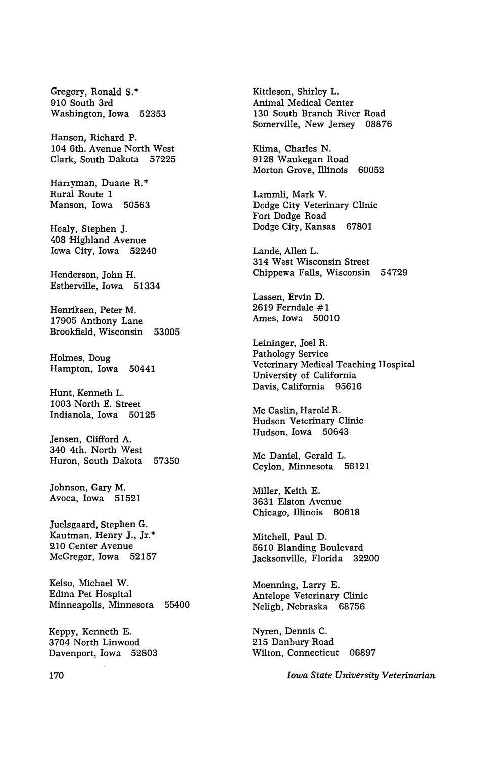Gregory, Ronald S.*
910 South 3rd
Washington, Iowa 52353

Hanson, Richard P.
104 6th. Avenue North West
Clark, South Dakota 57225

Harryman, Duane R.*
Rural Route 1
Manson, Iowa 50563

Healy, Stephen J.
408 Highland Avenue
Iowa City, Iowa 52240

Henderson, John H.
Estherville, Iowa 51334

Henriksen, Peter M.
17905 Anthony Lane
Brookfield, Wisconsin 53005

Holmes, Doug
Hampton, Iowa 50441

Hunt, Kenneth L.
1003 North E. Street
Indianola, Iowa 50125

Jensen, Clifford A.
340 4th. North West
Huron, South Dakota 57350

Johnson, Gary M.
Avoca, Iowa 51521

Juelsgaard, Stephen G.
Kautman, Henry J., Jr.*
210 Center Avenue
McGregor, Iowa 52157

Kelso, Michael W.
Edina Pet Hospital
Minneapolis, Minnesota 55400

Keppy, Kenneth E.
3704 North Linwood
Davenport, Iowa 52803

Kittleson, Shirley L.
Animal Medical Center
130 South Branch River Road
Somerville, New Jersey 08876

Klima, Charles N.
9128 Waukegan Road
Morton Grove, Illinois 60052

Lammli, Mark V.
Dodge City Veterinary Clinic
Fort Dodge Road
Dodge City, Kansas 67801

Lande, Allen L.
314 West Wisconsin Street
Chippewa Falls, Wisconsin 54729

Lassen, Ervin D.
2619 Ferndale #1
Ames, Iowa 50010

Leininger, Joel R.
Pathology Service
Veterinary Medical Teaching Hospital
University of California
Davis, California 95616

Mc Caslin, Harold R.
Hudson Veterinary Clinic
Hudson, Iowa 50643

Mc Daniel, Gerald L.
Ceylon, Minnesota 56121

Miller, Keith E.
3631 Elston Avenue
Chicago, Illinois 60618

Mitchell, Paul D.
5610 Blanding Boulevard
Jacksonville, Florida 32200

Moenning, Larry E.
Antelope Veterinary Clinic
Neligh, Nebraska 68756

Nyren, Dennis C.
215 Danbury Road
Wilton, Connecticut 06897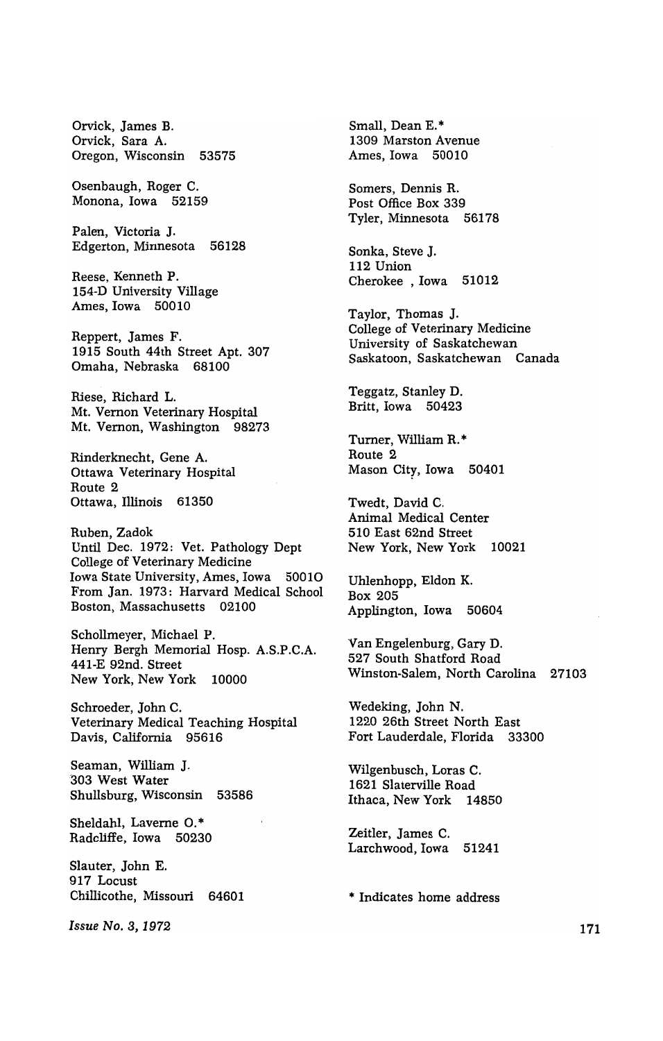Orvick, James B.
Orvick, Sara A.
Oregon, Wisconsin 53575

Osenbaugh, Roger C.
Monona, Iowa 52159

Palen, Victoria J.
Edgerton, Minnesota 56128

Reese, Kenneth P.
154-D University Village
Ames, Iowa 50010

Reppert, James F.
1915 South 44th Street Apt. 307
Omaha, Nebraska 68100

Riese, Richard L.
Mt. Vernon Veterinary Hospital
Mt. Vernon, Washington 98273

Rinderknecht, Gene A.
Ottawa Veterinary Hospital
Route 2
Ottawa, Illinois 61350

Ruben, Zadok
Until Dec. 1972: Vet. Pathology Dept
College of Veterinary Medicine
Iowa State University, Ames, Iowa 50010
From Jan. 1973: Harvard Medical School
Boston, Massachusetts 02100

Schollmeyer, Michael P.
Henry Bergh Memorial Hosp. A.S.P.C.A.
441-E 92nd. Street
New York, New York 10000

Schroeder, John C.
Veterinary Medical Teaching Hospital
Davis, California 95616

Seaman, William J.
303 West Water
Shullsburg, Wisconsin 53586

Sheldahl, Laverne O.*
Radcliffe, Iowa 50230

Slauter, John E.
917 Locust
Chillicothe, Missouri 64601

Small, Dean E.*
1309 Marston Avenue
Ames, Iowa 50010

Somers, Dennis R.
Post Office Box 339
Tyler, Minnesota 56178

Sonka, Steve J.
112 Union
Cherokee , Iowa 51012

Taylor, Thomas J.
College of Veterinary Medicine
University of Saskatchewan
Saskatoon, Saskatchewan Canada

Teggatz, Stanley D.
Britt, Iowa 50423

Turner, William R.*
Route 2
Mason City, Iowa 50401

Twedt, David C.
Animal Medical Center
510 East 62nd Street
New York, New York 10021

Uhlenhopp, Eldon K.
Box 205
Aplington, Iowa 50604

Van Engelenburg, Gary D.
527 South Shatford Road
Winston-Salem, North Carolina 27103

Wedeking, John N.
1220 26th Street North East
Fort Lauderdale, Florida 33300

Wilgenbusch, Loras C.
1621 Slaterville Road
Ithaca, New York 14850

Zeitler, James C.
Larchwood, Iowa 51241

* Indicates home address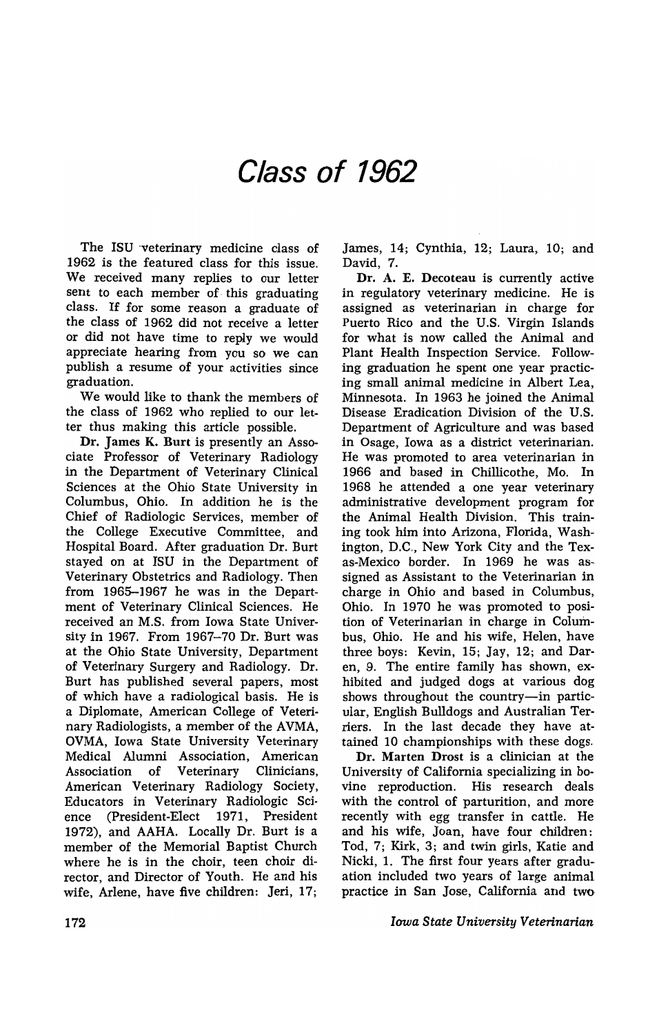# Class of 1962

The ISU veterinary medicine class of 1962 is the featured class for this issue. We received many replies to our letter sent to each member of this graduating class. If for some reason a graduate of the class of 1962 did not receive a letter or did not have time to reply we would appreciate hearing from you so we can publish a resume of your activities since graduation.

We would like to thank the members of the class of 1962 who replied to our letter thus making this article possible.

**Dr. James K. Burt** is presently an Associate Professor of Veterinary Radiology in the Department of Veterinary Clinical Sciences at the Ohio State University in Columbus, Ohio. In addition he is the Chief of Radiologic Services, member of the College Executive Committee, and Hospital Board. After graduation Dr. Burt stayed on at ISU in the Department of Veterinary Obstetrics and Radiology. Then from 1965–1967 he was in the Department of Veterinary Clinical Sciences. He received an M.S. from Iowa State University in 1967. From 1967–70 Dr. Burt was at the Ohio State University, Department of Veterinary Surgery and Radiology. Dr. Burt has published several papers, most of which have a radiological basis. He is a Diplomate, American College of Veterinary Radiologists, a member of the AVMA, OVMA, Iowa State University Veterinary Medical Alumni Association, American Association of Veterinary Clinicians, American Veterinary Radiology Society, Educators in Veterinary Radiologic Science (President-Elect 1971, President 1972), and AAHA. Locally Dr. Burt is a member of the Memorial Baptist Church where he is in the choir, teen choir director, and Director of Youth. He and his wife, Arlene, have five children: Jeri, 17; James, 14; Cynthia, 12; Laura, 10; and David, 7.

**Dr. A. E. Decoteau** is currently active in regulatory veterinary medicine. He is assigned as veterinarian in charge for Puerto Rico and the U.S. Virgin Islands for what is now called the Animal and Plant Health Inspection Service. Following graduation he spent one year practicing small animal medicine in Albert Lea, Minnesota. In 1963 he joined the Animal Disease Eradication Division of the U.S. Department of Agriculture and was based in Osage, Iowa as a district veterinarian. He was promoted to area veterinarian in 1966 and based in Chillicothe, Mo. In 1968 he attended a one year veterinary administrative development program for the Animal Health Division. This training took him into Arizona, Florida, Washington, D.C., New York City and the Texas-Mexico border. In 1969 he was assigned as Assistant to the Veterinarian in charge in Ohio and based in Columbus, Ohio. In 1970 he was promoted to position of Veterinarian in charge in Columbus, Ohio. He and his wife, Helen, have three boys: Kevin, 15; Jay, 12; and Daren, 9. The entire family has shown, exhibited and judged dogs at various dog shows throughout the country—in particular, English Bulldogs and Australian Terriers. In the last decade they have attained 10 championships with these dogs.

**Dr. Marten Drost** is a clinician at the University of California specializing in bovine reproduction. His research deals with the control of parturition, and more recently with egg transfer in cattle. He and his wife, Joan, have four children: Tod, 7; Kirk, 3; and twin girls, Katie and Nicki, 1. The first four years after graduation included two years of large animal practice in San Jose, California and two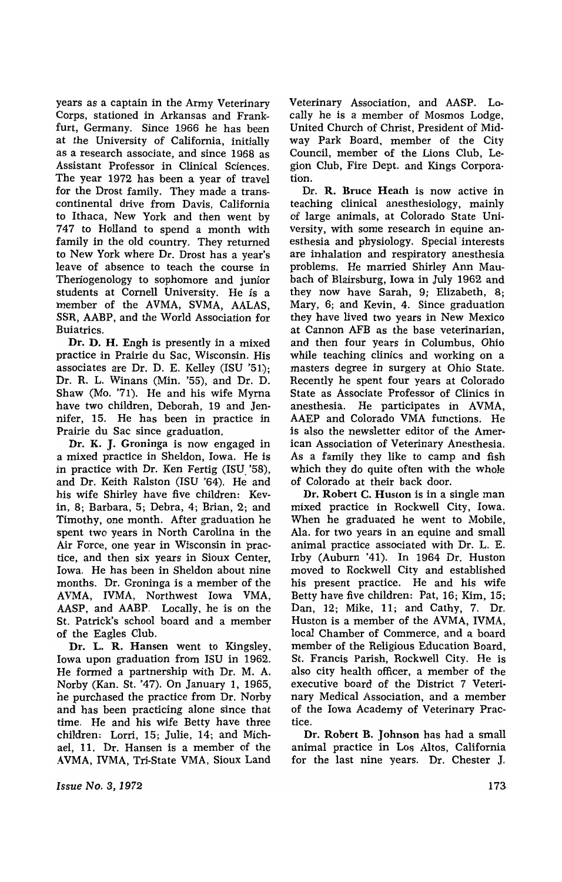years as a captain in the Army Veterinary Corps, stationed in Arkansas and Frankfurt, Germany. Since 1966 he has been at the University of California, initially as a research associate, and since 1968 as Assistant Professor in Clinical Sciences. The year 1972 has been a year of travel for the Drost family. They made a transcontinental drive from Davis, California to Ithaca, New York and then went by 747 to Holland to spend a month with family in the old country. They returned to New York where Dr. Drost has a year's leave of absence to teach the course in Theriogenology to sophomore and junior students at Cornell University. He is a member of the AVMA, SVMA, AALAS, SSR, AABP, and the World Association for Buiatrics.

**Dr. D. H. Engh** is presently in a mixed practice in Prairie du Sac, Wisconsin. His associates are Dr. D. E. Kelley (ISU '51); Dr. R. L. Winans (Min. '55), and Dr. D. Shaw (Mo. '71). He and his wife Myrna have two children, Deborah, 19 and Jennifer, 15. He has been in practice in Prairie du Sac since graduation.

**Dr. K. J. Groninga** is now engaged in a mixed practice in Sheldon, Iowa. He is in practice with Dr. Ken Fertig (ISU '58), and Dr. Keith Ralston (ISU '64). He and his wife Shirley have five children: Kevin, 8; Barbara, 5; Debra, 4; Brian, 2; and Timothy, one month. After graduation he spent two years in North Carolina in the Air Force, one year in Wisconsin in practice, and then six years in Sioux Center, Iowa. He has been in Sheldon about nine months. Dr. Groninga is a member of the AVMA, IVMA, Northwest Iowa VMA, AASP, and AABP. Locally, he is on the St. Patrick's school board and a member of the Eagles Club.

**Dr. L. R. Hansen** went to Kingsley, Iowa upon graduation from ISU in 1962. He formed a partnership with Dr. M. A. Norby (Kan. St. '47). On January 1, 1965, he purchased the practice from Dr. Norby and has been practicing alone since that time. He and his wife Betty have three children: Lorri, 15; Julie, 14; and Michael, 11. Dr. Hansen is a member of the AVMA, IVMA, Tri-State VMA, Sioux Land Veterinary Association, and AASP. Locally he is a member of Mosmos Lodge, United Church of Christ, President of Midway Park Board, member of the City Council, member of the Lions Club, Legion Club, Fire Dept. and Kings Corporation.

**Dr. R. Bruce Heath** is now active in teaching clinical anesthesiology, mainly of large animals, at Colorado State University, with some research in equine anesthesia and physiology. Special interests are inhalation and respiratory anesthesia problems. He married Shirley Ann Maubach of Blairsburg, Iowa in July 1962 and they now have Sarah, 9; Elizabeth, 8; Mary, 6; and Kevin, 4. Since graduation they have lived two years in New Mexico at Cannon AFB as the base veterinarian, and then four years in Columbus, Ohio while teaching clinics and working on a masters degree in surgery at Ohio State. Recently he spent four years at Colorado State as Associate Professor of Clinics in anesthesia. He participates in AVMA, AAEP and Colorado VMA functions. He is also the newsletter editor of the American Association of Veterinary Anesthesia. As a family they like to camp and fish which they do quite often with the whole of Colorado at their back door.

**Dr. Robert C. Huston** is in a single man mixed practice in Rockwell City, Iowa. When he graduated he went to Mobile, Ala. for two years in an equine and small animal practice associated with Dr. L. E. Irby (Auburn '41). In 1964 Dr. Huston moved to Rockwell City and established his present practice. He and his wife Betty have five children: Pat, 16; Kim, 15; Dan, 12; Mike, 11; and Cathy, 7. Dr. Huston is a member of the AVMA, IVMA, local Chamber of Commerce, and a board member of the Religious Education Board, St. Francis Parish, Rockwell City. He is also city health officer, a member of the executive board of the District 7 Veterinary Medical Association, and a member of the Iowa Academy of Veterinary Practice.

**Dr. Robert B. Johnson** has had a small animal practice in Los Altos, California for the last nine years. Dr. Chester J.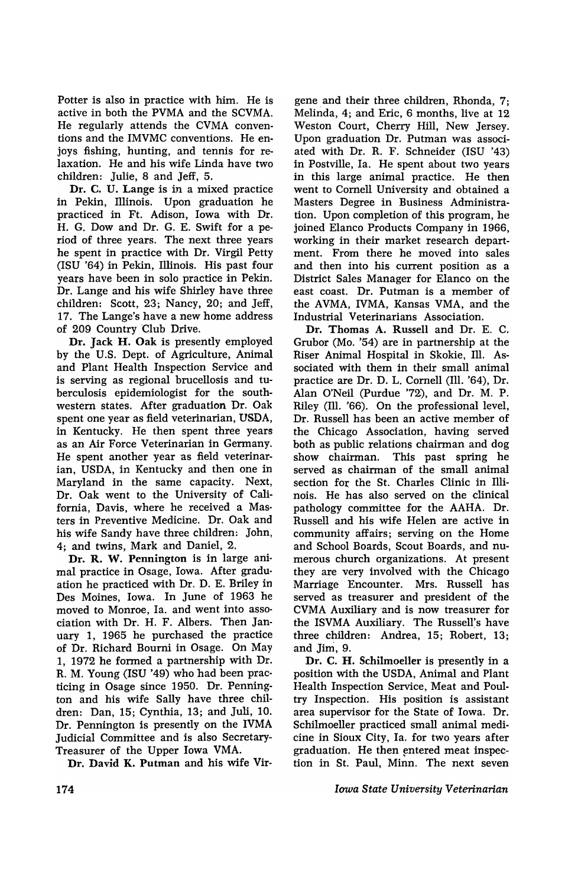Potter is also in practice with him. He is active in both the PVMA and the SCVMA. He regularly attends the CVMA conventions and the IMVMC conventions. He enjoys fishing, hunting, and tennis for relaxation. He and his wife Linda have two children: Julie, 8 and Jeff, 5.

**Dr. C. U. Lange** is in a mixed practice in Pekin, Illinois. Upon graduation he practiced in Ft. Adison, Iowa with Dr. H. G. Dow and Dr. G. E. Swift for a period of three years. The next three years he spent in practice with Dr. Virgil Petty (ISU '64) in Pekin, Illinois. His past four years have been in solo practice in Pekin. Dr. Lange and his wife Shirley have three children: Scott, 23; Nancy, 20; and Jeff, 17. The Lange's have a new home address of 209 Country Club Drive.

**Dr. Jack H. Oak** is presently employed by the U.S. Dept. of Agriculture, Animal and Plant Health Inspection Service and is serving as regional brucellosis and tuberculosis epidemiologist for the southwestern states. After graduation Dr. Oak spent one year as field veterinarian, USDA, in Kentucky. He then spent three years as an Air Force Veterinarian in Germany. He spent another year as field veterinarian, USDA, in Kentucky and then one in Maryland in the same capacity. Next, Dr. Oak went to the University of California, Davis, where he received a Masters in Preventive Medicine. Dr. Oak and his wife Sandy have three children: John, 4; and twins, Mark and Daniel, 2.

**Dr. R. W. Pennington** is in large animal practice in Osage, Iowa. After graduation he practiced with Dr. D. E. Briley in Des Moines, Iowa. In June of 1963 he moved to Monroe, Ia. and went into association with Dr. H. F. Albers. Then January 1, 1965 he purchased the practice of Dr. Richard Bourni in Osage. On May 1, 1972 he formed a partnership with Dr. R. M. Young (ISU '49) who had been practicing in Osage since 1950. Dr. Pennington and his wife Sally have three children: Dan, 15; Cynthia, 13; and Juli, 10. Dr. Pennington is presently on the IVMA Judicial Committee and is also Secretary-Treasurer of the Upper Iowa VMA.

**Dr. David K. Putman** and his wife Virgene and their three children, Rhonda, 7; Melinda, 4; and Eric, 6 months, live at 12 Weston Court, Cherry Hill, New Jersey. Upon graduation Dr. Putman was associated with Dr. R. F. Schneider (ISU '43) in Postville, Ia. He spent about two years in this large animal practice. He then went to Cornell University and obtained a Masters Degree in Business Administration. Upon completion of this program, he joined Elanco Products Company in 1966, working in their market research department. From there he moved into sales and then into his current position as a District Sales Manager for Elanco on the east coast. Dr. Putman is a member of the AVMA, IVMA, Kansas VMA, and the Industrial Veterinarians Association.

**Dr. Thomas A. Russell** and Dr. E. C. Grubor (Mo. '54) are in partnership at the Riser Animal Hospital in Skokie, Ill. Associated with them in their small animal practice are Dr. D. L. Cornell (Ill. '64), Dr. Alan O'Neil (Purdue '72), and Dr. M. P. Riley (Ill. '66). On the professional level, Dr. Russell has been an active member of the Chicago Association, having served both as public relations chairman and dog show chairman. This past spring he served as chairman of the small animal section for the St. Charles Clinic in Illinois. He has also served on the clinical pathology committee for the AAHA. Dr. Russell and his wife Helen are active in community affairs; serving on the Home and School Boards, Scout Boards, and numerous church organizations. At present they are very involved with the Chicago Marriage Encounter. Mrs. Russell has served as treasurer and president of the CVMA Auxiliary and is now treasurer for the ISVMA Auxiliary. The Russell's have three children: Andrea, 15; Robert, 13; and Jim, 9.

**Dr. C. H. Schilmoeller** is presently in a position with the USDA, Animal and Plant Health Inspection Service, Meat and Poultry Inspection. His position is assistant area supervisor for the State of Iowa. Dr. Schilmoeller practiced small animal medicine in Sioux City, Ia. for two years after graduation. He then entered meat inspection in St. Paul, Minn. The next seven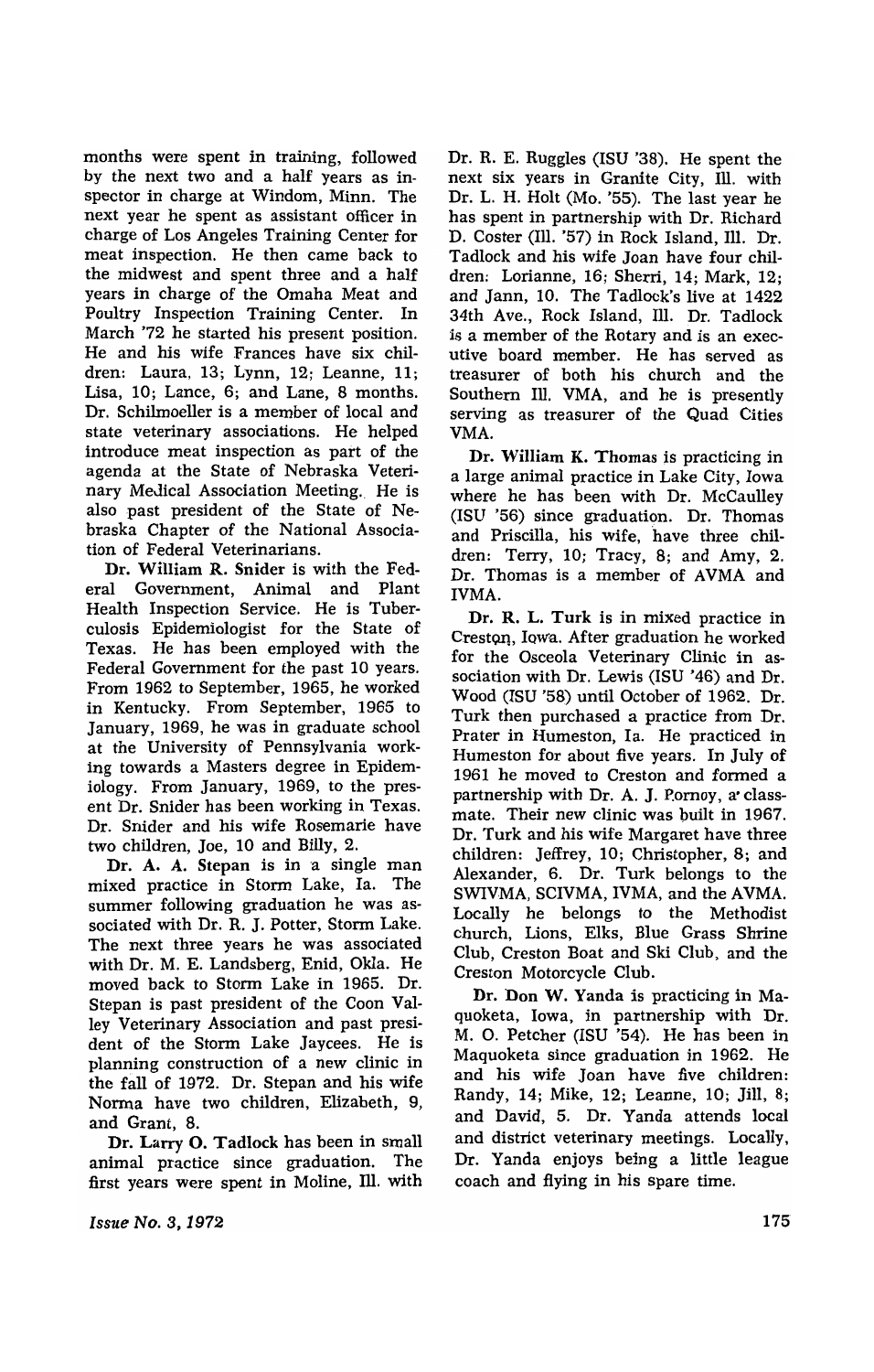months were spent in training, followed by the next two and a half years as inspector in charge at Windom, Minn. The next year he spent as assistant officer in charge of Los Angeles Training Center for meat inspection. He then came back to the midwest and spent three and a half years in charge of the Omaha Meat and Poultry Inspection Training Center. In March '72 he started his present position. He and his wife Frances have six children: Laura, 13; Lynn, 12; Leanne, 11; Lisa, 10; Lance, 6; and Lane, 8 months. Dr. Schilmoeller is a member of local and state veterinary associations. He helped introduce meat inspection as part of the agenda at the State of Nebraska Veterinary Medical Association Meeting. He is also past president of the State of Nebraska Chapter of the National Association of Federal Veterinarians.

**Dr. William R. Snider** is with the Federal Government, Animal and Plant Health Inspection Service. He is Tuberculosis Epidemiologist for the State of Texas. He has been employed with the Federal Government for the past 10 years. From 1962 to September, 1965, he worked in Kentucky. From September, 1965 to January, 1969, he was in graduate school at the University of Pennsylvania working towards a Masters degree in Epidemiology. From January, 1969, to the present Dr. Snider has been working in Texas. Dr. Snider and his wife Rosemarie have two children, Joe, 10 and Billy, 2.

**Dr. A. A. Stepan** is in a single man mixed practice in Storm Lake, Ia. The summer following graduation he was associated with Dr. R. J. Potter, Storm Lake. The next three years he was associated with Dr. M. E. Landsberg, Enid, Okla. He moved back to Storm Lake in 1965. Dr. Stepan is past president of the Coon Valley Veterinary Association and past president of the Storm Lake Jaycees. He is planning construction of a new clinic in the fall of 1972. Dr. Stepan and his wife Norma have two children, Elizabeth, 9, and Grant, 8.

**Dr. Larry O. Tadlock** has been in small animal practice since graduation. The first years were spent in Moline, Ill. with Dr. R. E. Ruggles (ISU '38). He spent the next six years in Granite City, Ill. with Dr. L. H. Holt (Mo. '55). The last year he has spent in partnership with Dr. Richard D. Coster (Ill. '57) in Rock Island, Ill. Dr. Tadlock and his wife Joan have four children: Lorianne, 16; Sherri, 14; Mark, 12; and Jann, 10. The Tadlock's live at 1422 34th Ave., Rock Island, Ill. Dr. Tadlock is a member of the Rotary and is an executive board member. He has served as treasurer of both his church and the Southern Ill. VMA, and he is presently serving as treasurer of the Quad Cities VMA.

**Dr. William K. Thomas** is practicing in a large animal practice in Lake City, Iowa where he has been with Dr. McCaulley (ISU '56) since graduation. Dr. Thomas and Priscilla, his wife, have three children: Terry, 10; Tracy, 8; and Amy, 2. Dr. Thomas is a member of AVMA and IVMA.

**Dr. R. L. Turk** is in mixed practice in Creston, Iowa. After graduation he worked for the Osceola Veterinary Clinic in association with Dr. Lewis (ISU '46) and Dr. Wood (ISU '58) until October of 1962. Dr. Turk then purchased a practice from Dr. Prater in Humeston, Ia. He practiced in Humeston for about five years. In July of 1961 he moved to Creston and formed a partnership with Dr. A. J. Pornoy, a classmate. Their new clinic was built in 1967. Dr. Turk and his wife Margaret have three children: Jeffrey, 10; Christopher, 8; and Alexander, 6. Dr. Turk belongs to the SWIVMA, SCIVMA, IVMA, and the AVMA. Locally he belongs to the Methodist church, Lions, Elks, Blue Grass Shrine Club, Creston Boat and Ski Club, and the Creston Motorcycle Club.

**Dr. Don W. Yanda** is practicing in Maquoketa, Iowa, in partnership with Dr. M. O. Petcher (ISU '54). He has been in Maquoketa since graduation in 1962. He and his wife Joan have five children: Randy, 14; Mike, 12; Leanne, 10; Jill, 8; and David, 5. Dr. Yanda attends local and district veterinary meetings. Locally, Dr. Yanda enjoys being a little league coach and flying in his spare time.